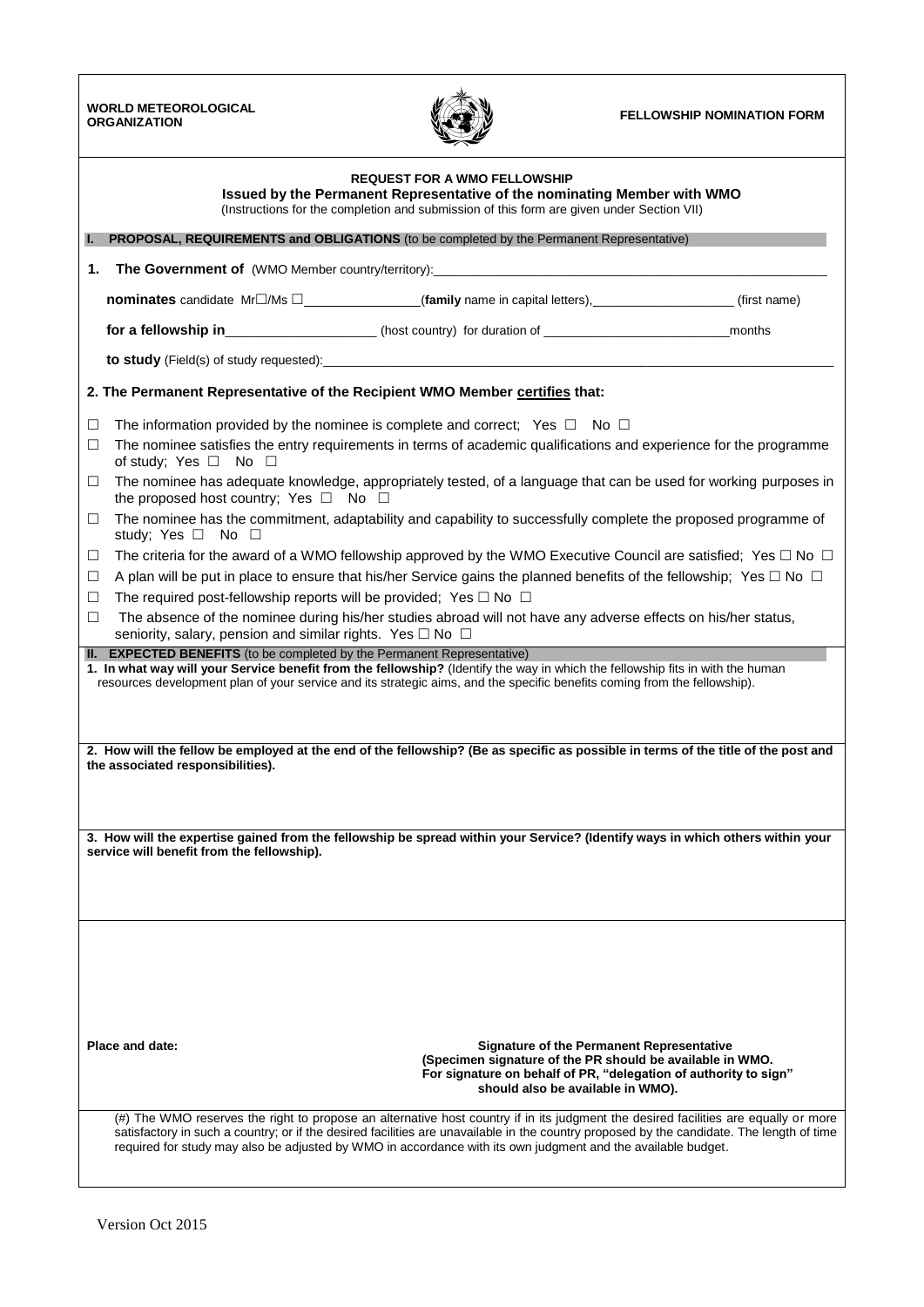**WORLD METEOROLOGICAL ORGANIZATION**

**FELLOWSHIP NOMINATION FORM**

**REQUEST FOR A WMO FELLOWSHIP**

**Issued by the Permanent Representative of the nominating Member with WMO**

(Instructions for the completion and submission of this form are given under Section VII)

## I. PROPOSAL, REQUIREMENTS and OBLIGATIONS (to be completed by the Permanent Representative)

**1. The Government of** (WMO Member country/territory):\_\_\_\_\_\_\_\_\_\_\_\_\_\_\_\_\_\_\_\_\_\_\_\_\_\_\_\_\_\_\_\_\_\_\_\_\_\_\_\_\_\_\_\_

**nominates** candidate Mr☐/Ms ☐\_\_\_\_\_\_\_\_\_\_\_\_\_\_\_\_(**family** name in capital letters),\_\_\_\_\_\_\_\_\_\_\_\_\_\_\_\_\_\_\_\_ (first name)

**for a fellowship in**\_\_\_\_\_\_\_\_\_\_\_\_\_\_\_\_\_\_\_\_ (host country) for duration of \_\_\_\_\_\_\_\_\_\_\_\_\_\_\_\_\_\_\_\_\_\_\_\_\_\_months

**to study** (Field(s) of study requested):\_\_\_\_\_\_\_\_\_\_\_\_\_\_\_\_\_\_\_\_\_\_\_\_\_\_\_\_\_\_\_\_\_\_\_\_\_\_\_\_\_\_\_\_\_\_\_\_\_\_\_\_\_\_\_\_

**2. The Permanent Representative of the Recipient WMO Member certifies that:**

☐ The information provided by the nominee is complete and correct; Yes ☐ No ☐

☐ The nominee satisfies the entry requirements in terms of academic qualifications and experience for the programme of study; Yes ☐ No ☐

☐ The nominee has adequate knowledge, appropriately tested, of a language that can be used for working purposes in the proposed host country; Yes ☐ No ☐

☐ The nominee has the commitment, adaptability and capability to successfully complete the proposed programme of study; Yes ☐ No ☐

☐ The criteria for the award of a WMO fellowship approved by the WMO Executive Council are satisfied; Yes ☐ No ☐

☐ A plan will be put in place to ensure that his/her Service gains the planned benefits of the fellowship; Yes ☐ No ☐

☐ The required post-fellowship reports will be provided; Yes ☐ No ☐

☐ The absence of the nominee during his/her studies abroad will not have any adverse effects on his/her status, seniority, salary, pension and similar rights. Yes ☐ No ☐

## II. EXPECTED BENEFITS (to be completed by the Permanent Representative)

**1. In what way will your Service benefit from the fellowship?** (Identify the way in which the fellowship fits in with the human resources development plan of your service and its strategic aims, and the specific benefits coming from the fellowship).

**2. How will the fellow be employed at the end of the fellowship? (Be as specific as possible in terms of the title of the post and the associated responsibilities).**

**3. How will the expertise gained from the fellowship be spread within your Service? (Identify ways in which others within your service will benefit from the fellowship).**

**Place and date:**

**Signature of the Permanent Representative**
**(Specimen signature of the PR should be available in WMO.**
**For signature on behalf of PR, "delegation of authority to sign" should also be available in WMO).**

(#) The WMO reserves the right to propose an alternative host country if in its judgment the desired facilities are equally or more satisfactory in such a country; or if the desired facilities are unavailable in the country proposed by the candidate. The length of time required for study may also be adjusted by WMO in accordance with its own judgment and the available budget.

Version Oct 2015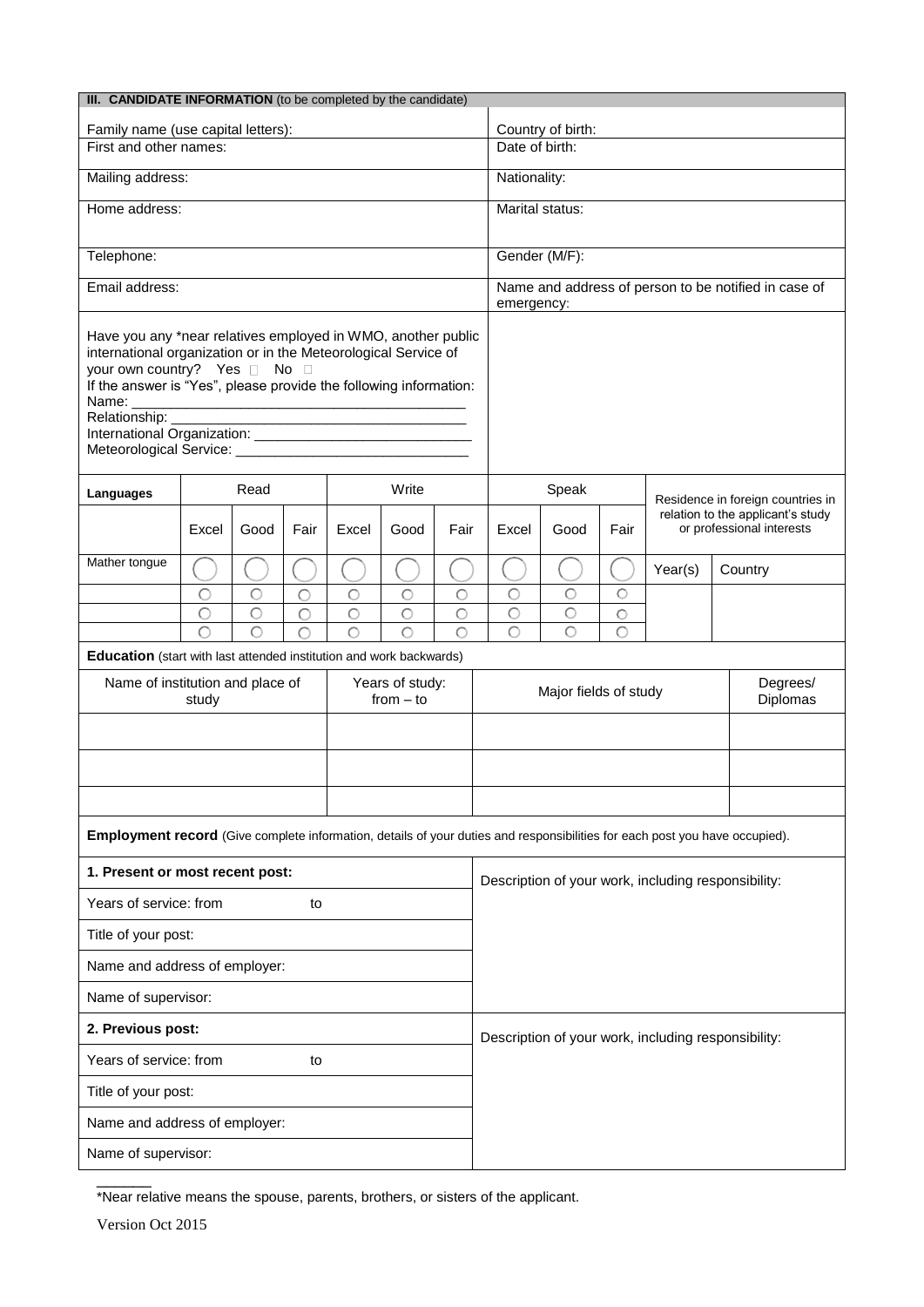**III. CANDIDATE INFORMATION** (to be completed by the candidate)

| | |
|---|---|
| Family name (use capital letters): | Country of birth: |
| First and other names: | Date of birth: |
| Mailing address: | Nationality: |
| Home address: | Marital status: |
| Telephone: | Gender (M/F): |
| Email address: | Name and address of person to be notified in case of emergency: |
| Have you any *near relatives employed in WMO, another public international organization or in the Meteorological Service of your own country? Yes ☐ No ☐<br>If the answer is "Yes", please provide the following information:<br>Name: ___<br>Relationship: ___<br>International Organization: ___<br>Meteorological Service: ___ | |

| Languages | Read | | | Write | | | Speak | | | Residence in foreign countries in relation to the applicant's study or professional interests | |
|---|---|---|---|---|---|---|---|---|---|---|---|
| | Excel | Good | Fair | Excel | Good | Fair | Excel | Good | Fair | | |
| Mather tongue | ○ | ○ | ○ | ○ | ○ | ○ | ○ | ○ | ○ | Year(s) | Country |
| | ○ | ○ | ○ | ○ | ○ | ○ | ○ | ○ | ○ | | |
| | ○ | ○ | ○ | ○ | ○ | ○ | ○ | ○ | ○ | | |
| | ○ | ○ | ○ | ○ | ○ | ○ | ○ | ○ | ○ | | |

**Education** (start with last attended institution and work backwards)

| Name of institution and place of study | Years of study: from – to | Major fields of study | Degrees/ Diplomas |
|---|---|---|---|
| | | | |
| | | | |
| | | | |

**Employment record** (Give complete information, details of your duties and responsibilities for each post you have occupied).

| **1. Present or most recent post:** | Description of your work, including responsibility: |
|---|---|
| Years of service: from to | |
| Title of your post: | |
| Name and address of employer: | |
| Name of supervisor: | |

| **2. Previous post:** | Description of your work, including responsibility: |
|---|---|
| Years of service: from to | |
| Title of your post: | |
| Name and address of employer: | |
| Name of supervisor: | |

*Near relative means the spouse, parents, brothers, or sisters of the applicant.

Version Oct 2015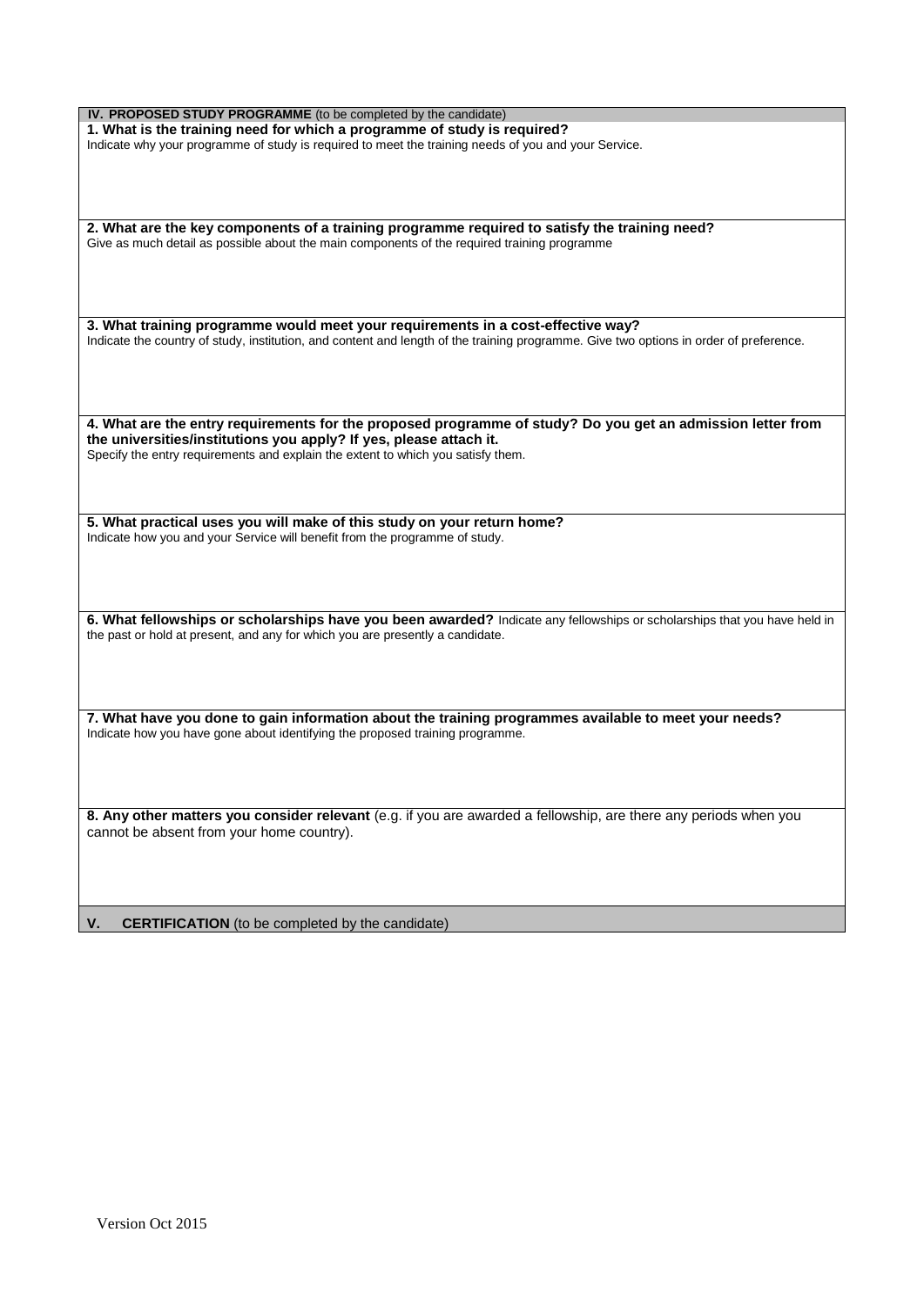## IV. PROPOSED STUDY PROGRAMME (to be completed by the candidate)

**1. What is the training need for which a programme of study is required?**
Indicate why your programme of study is required to meet the training needs of you and your Service.

**2. What are the key components of a training programme required to satisfy the training need?**
Give as much detail as possible about the main components of the required training programme

**3. What training programme would meet your requirements in a cost-effective way?**
Indicate the country of study, institution, and content and length of the training programme. Give two options in order of preference.

**4. What are the entry requirements for the proposed programme of study? Do you get an admission letter from the universities/institutions you apply? If yes, please attach it.**
Specify the entry requirements and explain the extent to which you satisfy them.

**5. What practical uses you will make of this study on your return home?**
Indicate how you and your Service will benefit from the programme of study.

**6. What fellowships or scholarships have you been awarded?** Indicate any fellowships or scholarships that you have held in the past or hold at present, and any for which you are presently a candidate.

**7. What have you done to gain information about the training programmes available to meet your needs?**
Indicate how you have gone about identifying the proposed training programme.

**8. Any other matters you consider relevant** (e.g. if you are awarded a fellowship, are there any periods when you cannot be absent from your home country).

## V. CERTIFICATION (to be completed by the candidate)

Version Oct 2015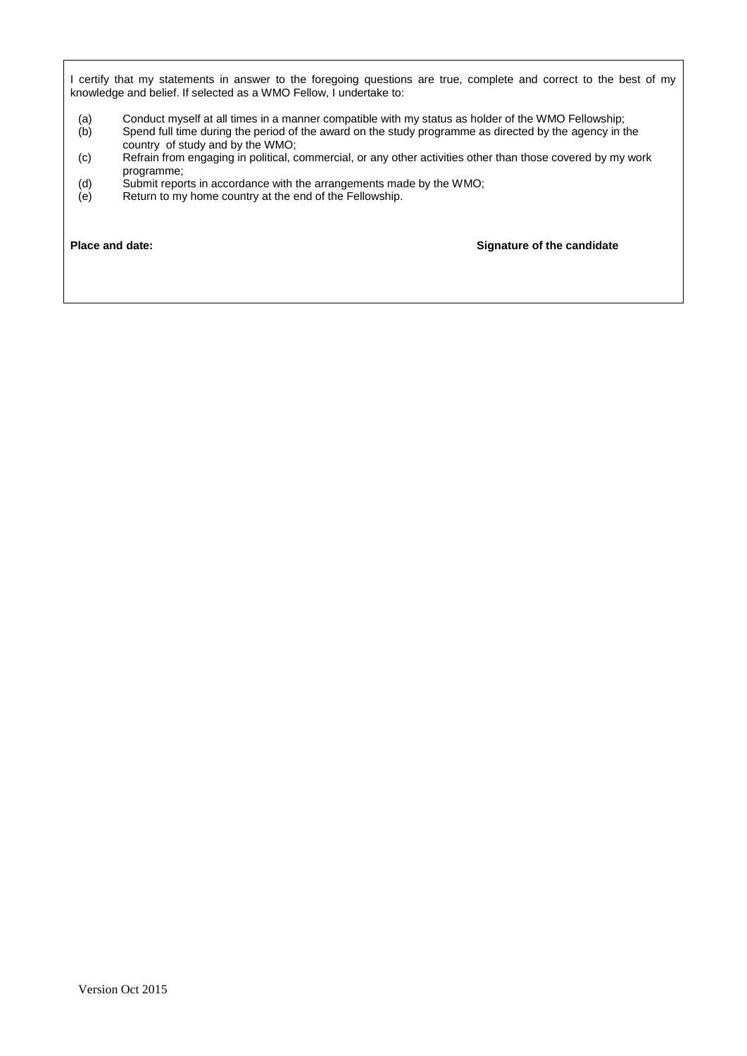I certify that my statements in answer to the foregoing questions are true, complete and correct to the best of my knowledge and belief. If selected as a WMO Fellow, I undertake to:

(a) Conduct myself at all times in a manner compatible with my status as holder of the WMO Fellowship;

(b) Spend full time during the period of the award on the study programme as directed by the agency in the country of study and by the WMO;

(c) Refrain from engaging in political, commercial, or any other activities other than those covered by my work programme;

(d) Submit reports in accordance with the arrangements made by the WMO;

(e) Return to my home country at the end of the Fellowship.

**Place and date:** **Signature of the candidate**

Version Oct 2015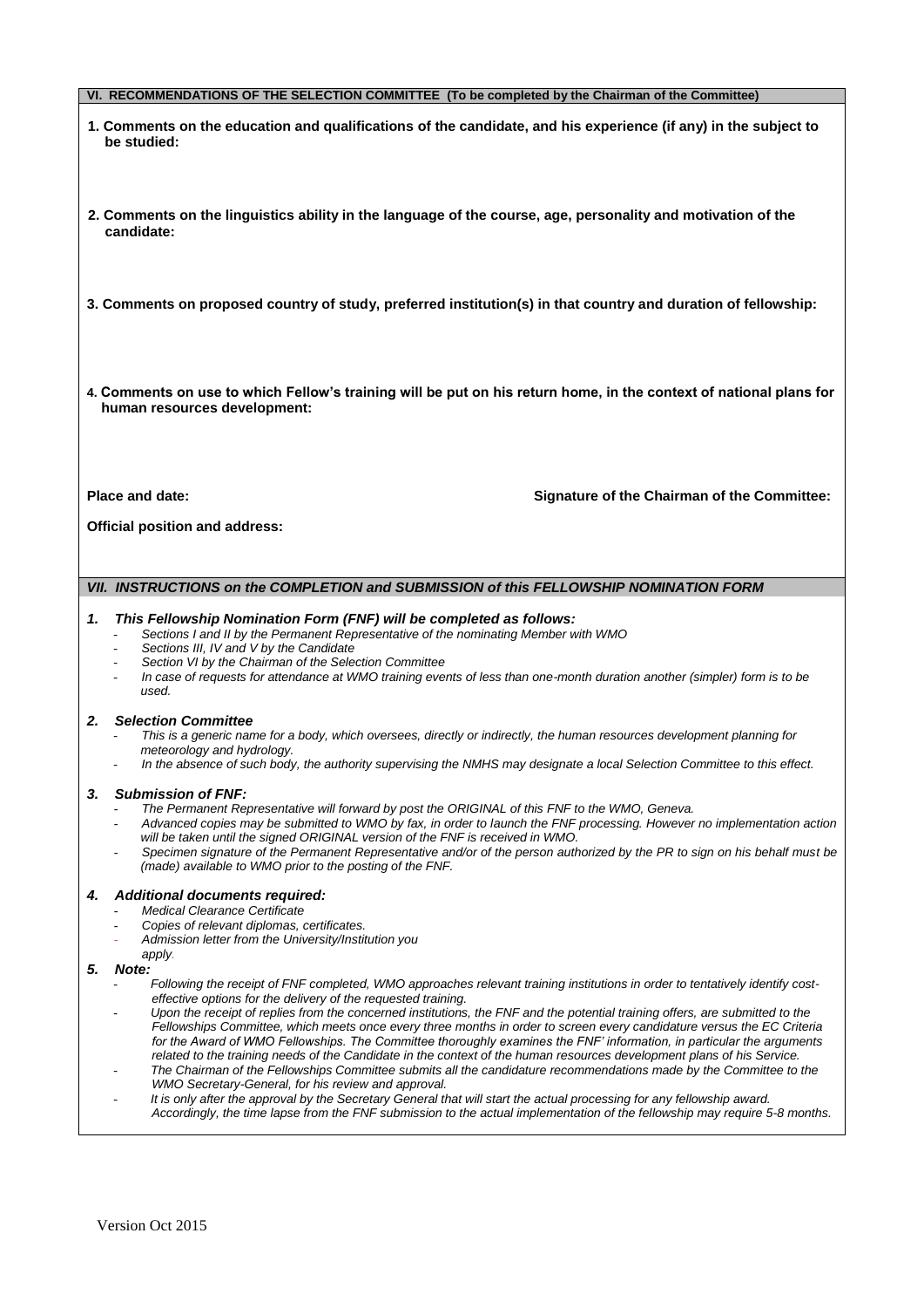## VI. RECOMMENDATIONS OF THE SELECTION COMMITTEE (To be completed by the Chairman of the Committee)

**1. Comments on the education and qualifications of the candidate, and his experience (if any) in the subject to be studied:**

**2. Comments on the linguistics ability in the language of the course, age, personality and motivation of the candidate:**

**3. Comments on proposed country of study, preferred institution(s) in that country and duration of fellowship:**

**4. Comments on use to which Fellow's training will be put on his return home, in the context of national plans for human resources development:**

**Place and date:** **Signature of the Chairman of the Committee:**

**Official position and address:**

## *VII. INSTRUCTIONS on the COMPLETION and SUBMISSION of this FELLOWSHIP NOMINATION FORM*

***1. This Fellowship Nomination Form (FNF) will be completed as follows:***

- *Sections I and II by the Permanent Representative of the nominating Member with WMO*
- *Sections III, IV and V by the Candidate*
- *Section VI by the Chairman of the Selection Committee*
- *In case of requests for attendance at WMO training events of less than one-month duration another (simpler) form is to be used.*

***2. Selection Committee***

- *This is a generic name for a body, which oversees, directly or indirectly, the human resources development planning for meteorology and hydrology.*
- *In the absence of such body, the authority supervising the NMHS may designate a local Selection Committee to this effect.*

***3. Submission of FNF:***

- *The Permanent Representative will forward by post the ORIGINAL of this FNF to the WMO, Geneva.*
- *Advanced copies may be submitted to WMO by fax, in order to launch the FNF processing. However no implementation action will be taken until the signed ORIGINAL version of the FNF is received in WMO.*
- *Specimen signature of the Permanent Representative and/or of the person authorized by the PR to sign on his behalf must be (made) available to WMO prior to the posting of the FNF.*

***4. Additional documents required:***

- *Medical Clearance Certificate*
- *Copies of relevant diplomas, certificates.*
- *Admission letter from the University/Institution you apply.*

***5. Note:***

- *Following the receipt of FNF completed, WMO approaches relevant training institutions in order to tentatively identify cost-effective options for the delivery of the requested training.*
- *Upon the receipt of replies from the concerned institutions, the FNF and the potential training offers, are submitted to the Fellowships Committee, which meets once every three months in order to screen every candidature versus the EC Criteria for the Award of WMO Fellowships. The Committee thoroughly examines the FNF' information, in particular the arguments related to the training needs of the Candidate in the context of the human resources development plans of his Service.*
- *The Chairman of the Fellowships Committee submits all the candidature recommendations made by the Committee to the WMO Secretary-General, for his review and approval.*
- *It is only after the approval by the Secretary General that will start the actual processing for any fellowship award. Accordingly, the time lapse from the FNF submission to the actual implementation of the fellowship may require 5-8 months.*

Version Oct 2015